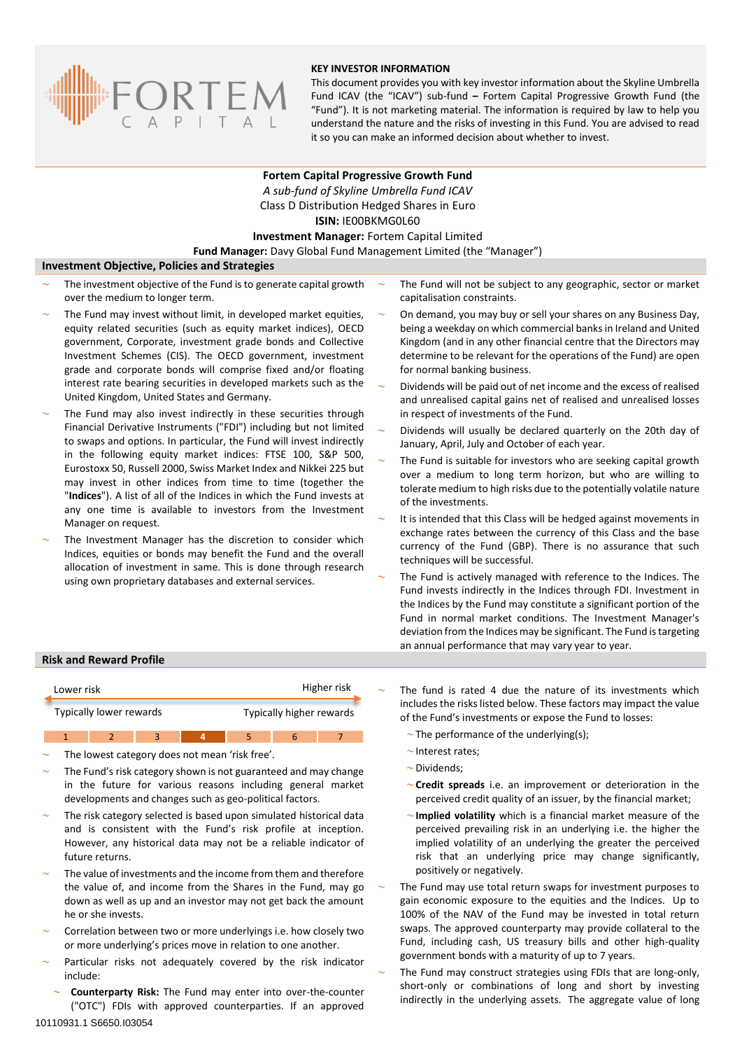## KEY INVESTOR INFORMATION

This document provides you with key investor information about the Skyline Umbrella Fund ICAV (the "ICAV") sub-fund **–** Fortem Capital Progressive Growth Fund (the "Fund"). It is not marketing material. The information is required by law to help you understand the nature and the risks of investing in this Fund. You are advised to read it so you can make an informed decision about whether to invest.

**Fortem Capital Progressive Growth Fund**

*A sub-fund of Skyline Umbrella Fund ICAV*

Class D Distribution Hedged Shares in Euro

**ISIN:** IE00BKMG0L60

**Investment Manager:** Fortem Capital Limited

**Fund Manager:** Davy Global Fund Management Limited (the "Manager")

## Investment Objective, Policies and Strategies

- The investment objective of the Fund is to generate capital growth over the medium to longer term.
- The Fund may invest without limit, in developed market equities, equity related securities (such as equity market indices), OECD government, Corporate, investment grade bonds and Collective Investment Schemes (CIS). The OECD government, investment grade and corporate bonds will comprise fixed and/or floating interest rate bearing securities in developed markets such as the United Kingdom, United States and Germany.
- The Fund may also invest indirectly in these securities through Financial Derivative Instruments ("FDI") including but not limited to swaps and options. In particular, the Fund will invest indirectly in the following equity market indices: FTSE 100, S&P 500, Eurostoxx 50, Russell 2000, Swiss Market Index and Nikkei 225 but may invest in other indices from time to time (together the "**Indices**"). A list of all of the Indices in which the Fund invests at any one time is available to investors from the Investment Manager on request.
- The Investment Manager has the discretion to consider which Indices, equities or bonds may benefit the Fund and the overall allocation of investment in same. This is done through research using own proprietary databases and external services.
- The Fund will not be subject to any geographic, sector or market capitalisation constraints.
- On demand, you may buy or sell your shares on any Business Day, being a weekday on which commercial banks in Ireland and United Kingdom (and in any other financial centre that the Directors may determine to be relevant for the operations of the Fund) are open for normal banking business.
- Dividends will be paid out of net income and the excess of realised and unrealised capital gains net of realised and unrealised losses in respect of investments of the Fund.
- Dividends will usually be declared quarterly on the 20th day of January, April, July and October of each year.
- The Fund is suitable for investors who are seeking capital growth over a medium to long term horizon, but who are willing to tolerate medium to high risks due to the potentially volatile nature of the investments.
- It is intended that this Class will be hedged against movements in exchange rates between the currency of this Class and the base currency of the Fund (GBP). There is no assurance that such techniques will be successful.
- The Fund is actively managed with reference to the Indices. The Fund invests indirectly in the Indices through FDI. Investment in the Indices by the Fund may constitute a significant portion of the Fund in normal market conditions. The Investment Manager's deviation from the Indices may be significant. The Fund is targeting an annual performance that may vary year to year.

## Risk and Reward Profile

| Lower risk | | | | | | Higher risk |
|---|---|---|---|---|---|---|
| Typically lower rewards | | | | | | Typically higher rewards |
| 1 | 2 | 3 | **4** | 5 | 6 | 7 |

- The lowest category does not mean 'risk free'.
- The Fund's risk category shown is not guaranteed and may change in the future for various reasons including general market developments and changes such as geo-political factors.
- The risk category selected is based upon simulated historical data and is consistent with the Fund's risk profile at inception. However, any historical data may not be a reliable indicator of future returns.
- The value of investments and the income from them and therefore the value of, and income from the Shares in the Fund, may go down as well as up and an investor may not get back the amount he or she invests.
- Correlation between two or more underlyings i.e. how closely two or more underlying's prices move in relation to one another.
- Particular risks not adequately covered by the risk indicator include:
  - **Counterparty Risk:** The Fund may enter into over-the-counter ("OTC") FDIs with approved counterparties. If an approved
- The fund is rated 4 due the nature of its investments which includes the risks listed below. These factors may impact the value of the Fund's investments or expose the Fund to losses:
  - The performance of the underlying(s);
  - Interest rates;
  - Dividends;
  - **Credit spreads** i.e. an improvement or deterioration in the perceived credit quality of an issuer, by the financial market;
  - **Implied volatility** which is a financial market measure of the perceived prevailing risk in an underlying i.e. the higher the implied volatility of an underlying the greater the perceived risk that an underlying price may change significantly, positively or negatively.
- The Fund may use total return swaps for investment purposes to gain economic exposure to the equities and the Indices. Up to 100% of the NAV of the Fund may be invested in total return swaps. The approved counterparty may provide collateral to the Fund, including cash, US treasury bills and other high-quality government bonds with a maturity of up to 7 years.
- The Fund may construct strategies using FDIs that are long-only, short-only or combinations of long and short by investing indirectly in the underlying assets. The aggregate value of long

10110931.1 S6650.I03054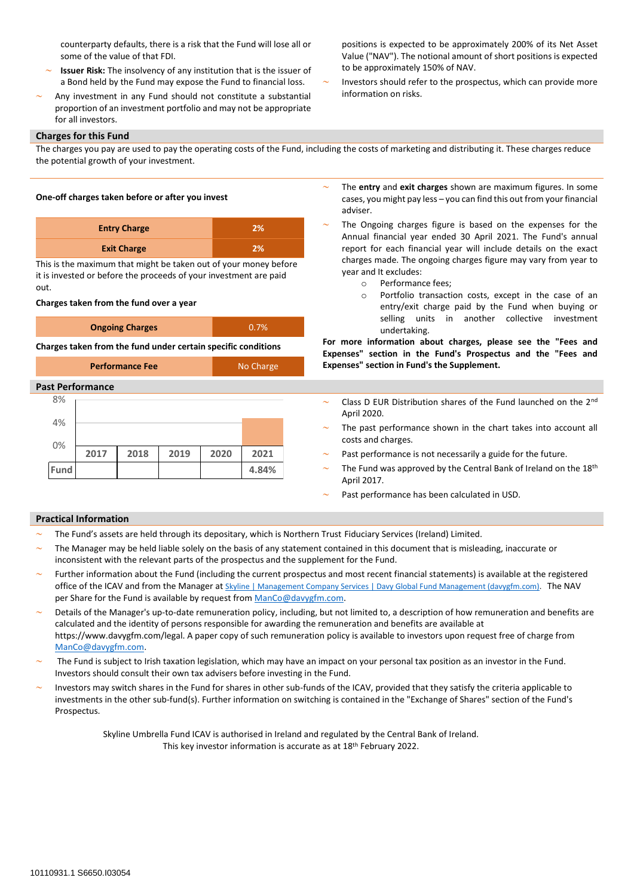counterparty defaults, there is a risk that the Fund will lose all or some of the value of that FDI.

- **Issuer Risk:** The insolvency of any institution that is the issuer of a Bond held by the Fund may expose the Fund to financial loss.
- Any investment in any Fund should not constitute a substantial proportion of an investment portfolio and may not be appropriate for all investors.

positions is expected to be approximately 200% of its Net Asset Value ("NAV"). The notional amount of short positions is expected to be approximately 150% of NAV.

- Investors should refer to the prospectus, which can provide more information on risks.

## Charges for this Fund

The charges you pay are used to pay the operating costs of the Fund, including the costs of marketing and distributing it. These charges reduce the potential growth of your investment.

**One-off charges taken before or after you invest**

| | |
|---|---|
| **Entry Charge** | **2%** |
| **Exit Charge** | **2%** |

This is the maximum that might be taken out of your money before it is invested or before the proceeds of your investment are paid out.

**Charges taken from the fund over a year**

| | |
|---|---|
| **Ongoing Charges** | 0.7% |

**Charges taken from the fund under certain specific conditions**

| | |
|---|---|
| **Performance Fee** | No Charge |

- The **entry** and **exit charges** shown are maximum figures. In some cases, you might pay less – you can find this out from your financial adviser.
- The Ongoing charges figure is based on the expenses for the Annual financial year ended 30 April 2021. The Fund's annual report for each financial year will include details on the exact charges made. The ongoing charges figure may vary from year to year and It excludes:
  - Performance fees;
  - Portfolio transaction costs, except in the case of an entry/exit charge paid by the Fund when buying or selling units in another collective investment undertaking.

**For more information about charges, please see the "Fees and Expenses" section in the Fund's Prospectus and the "Fees and Expenses" section in Fund's the Supplement.**

## Past Performance

8%
4%
0%
2017
2018
2019
2020
2021
Fund
4.84%

- Class D EUR Distribution shares of the Fund launched on the 2nd April 2020.
- The past performance shown in the chart takes into account all costs and charges.
- Past performance is not necessarily a guide for the future.
- The Fund was approved by the Central Bank of Ireland on the 18th April 2017.
- Past performance has been calculated in USD.

## Practical Information

- The Fund's assets are held through its depositary, which is Northern Trust Fiduciary Services (Ireland) Limited.
- The Manager may be held liable solely on the basis of any statement contained in this document that is misleading, inaccurate or inconsistent with the relevant parts of the prospectus and the supplement for the Fund.
- Further information about the Fund (including the current prospectus and most recent financial statements) is available at the registered office of the ICAV and from the Manager at Skyline | Management Company Services | Davy Global Fund Management (davygfm.com). The NAV per Share for the Fund is available by request from ManCo@davygfm.com.
- Details of the Manager's up-to-date remuneration policy, including, but not limited to, a description of how remuneration and benefits are calculated and the identity of persons responsible for awarding the remuneration and benefits are available at https://www.davygfm.com/legal. A paper copy of such remuneration policy is available to investors upon request free of charge from ManCo@davygfm.com.
- The Fund is subject to Irish taxation legislation, which may have an impact on your personal tax position as an investor in the Fund. Investors should consult their own tax advisers before investing in the Fund.
- Investors may switch shares in the Fund for shares in other sub-funds of the ICAV, provided that they satisfy the criteria applicable to investments in the other sub-fund(s). Further information on switching is contained in the "Exchange of Shares" section of the Fund's Prospectus.

Skyline Umbrella Fund ICAV is authorised in Ireland and regulated by the Central Bank of Ireland.
This key investor information is accurate as at 18th February 2022.

10110931.1 S6650.I03054